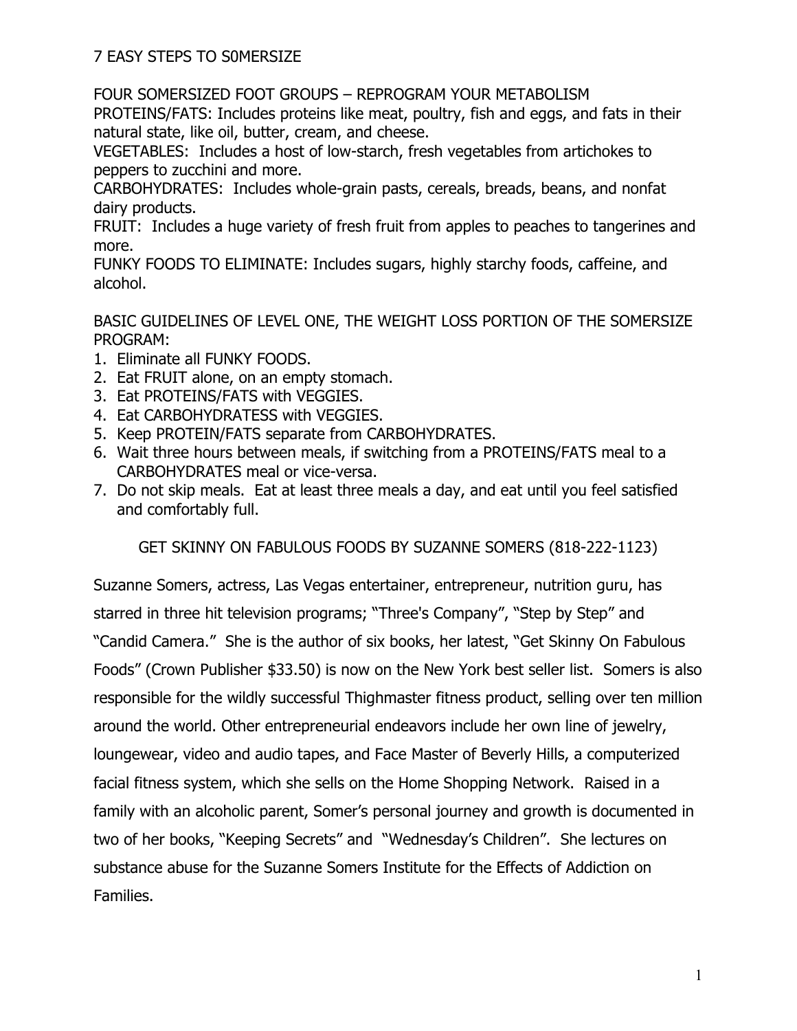# 7 EASY STEPS TO S0MERSIZE

FOUR SOMERSIZED FOOT GROUPS – REPROGRAM YOUR METABOLISM

PROTEINS/FATS: Includes proteins like meat, poultry, fish and eggs, and fats in their natural state, like oil, butter, cream, and cheese.

VEGETABLES: Includes a host of low-starch, fresh vegetables from artichokes to peppers to zucchini and more.

CARBOHYDRATES: Includes whole-grain pasts, cereals, breads, beans, and nonfat dairy products.

FRUIT: Includes a huge variety of fresh fruit from apples to peaches to tangerines and more.

FUNKY FOODS TO ELIMINATE: Includes sugars, highly starchy foods, caffeine, and alcohol.

BASIC GUIDELINES OF LEVEL ONE, THE WEIGHT LOSS PORTION OF THE SOMERSIZE PROGRAM:

1. Eliminate all FUNKY FOODS.
2. Eat FRUIT alone, on an empty stomach.
3. Eat PROTEINS/FATS with VEGGIES.
4. Eat CARBOHYDRATESS with VEGGIES.
5. Keep PROTEIN/FATS separate from CARBOHYDRATES.
6. Wait three hours between meals, if switching from a PROTEINS/FATS meal to a CARBOHYDRATES meal or vice-versa.
7. Do not skip meals. Eat at least three meals a day, and eat until you feel satisfied and comfortably full.

GET SKINNY ON FABULOUS FOODS BY SUZANNE SOMERS (818-222-1123)

Suzanne Somers, actress, Las Vegas entertainer, entrepreneur, nutrition guru, has starred in three hit television programs; "Three's Company", "Step by Step" and "Candid Camera." She is the author of six books, her latest, "Get Skinny On Fabulous Foods" (Crown Publisher $33.50) is now on the New York best seller list. Somers is also responsible for the wildly successful Thighmaster fitness product, selling over ten million around the world. Other entrepreneurial endeavors include her own line of jewelry, loungewear, video and audio tapes, and Face Master of Beverly Hills, a computerized facial fitness system, which she sells on the Home Shopping Network. Raised in a family with an alcoholic parent, Somer's personal journey and growth is documented in two of her books, "Keeping Secrets" and "Wednesday's Children". She lectures on substance abuse for the Suzanne Somers Institute for the Effects of Addiction on Families.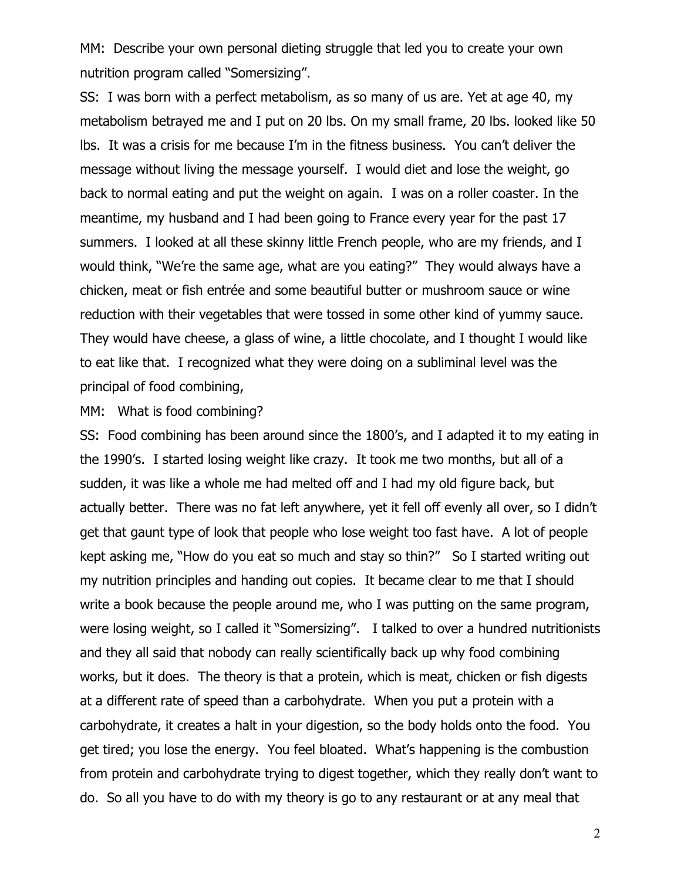MM: Describe your own personal dieting struggle that led you to create your own nutrition program called "Somersizing".

SS: I was born with a perfect metabolism, as so many of us are. Yet at age 40, my metabolism betrayed me and I put on 20 lbs. On my small frame, 20 lbs. looked like 50 lbs. It was a crisis for me because I'm in the fitness business. You can't deliver the message without living the message yourself. I would diet and lose the weight, go back to normal eating and put the weight on again. I was on a roller coaster. In the meantime, my husband and I had been going to France every year for the past 17 summers. I looked at all these skinny little French people, who are my friends, and I would think, "We're the same age, what are you eating?" They would always have a chicken, meat or fish entrée and some beautiful butter or mushroom sauce or wine reduction with their vegetables that were tossed in some other kind of yummy sauce. They would have cheese, a glass of wine, a little chocolate, and I thought I would like to eat like that. I recognized what they were doing on a subliminal level was the principal of food combining,

MM: What is food combining?

SS: Food combining has been around since the 1800's, and I adapted it to my eating in the 1990's. I started losing weight like crazy. It took me two months, but all of a sudden, it was like a whole me had melted off and I had my old figure back, but actually better. There was no fat left anywhere, yet it fell off evenly all over, so I didn't get that gaunt type of look that people who lose weight too fast have. A lot of people kept asking me, "How do you eat so much and stay so thin?" So I started writing out my nutrition principles and handing out copies. It became clear to me that I should write a book because the people around me, who I was putting on the same program, were losing weight, so I called it "Somersizing". I talked to over a hundred nutritionists and they all said that nobody can really scientifically back up why food combining works, but it does. The theory is that a protein, which is meat, chicken or fish digests at a different rate of speed than a carbohydrate. When you put a protein with a carbohydrate, it creates a halt in your digestion, so the body holds onto the food. You get tired; you lose the energy. You feel bloated. What's happening is the combustion from protein and carbohydrate trying to digest together, which they really don't want to do. So all you have to do with my theory is go to any restaurant or at any meal that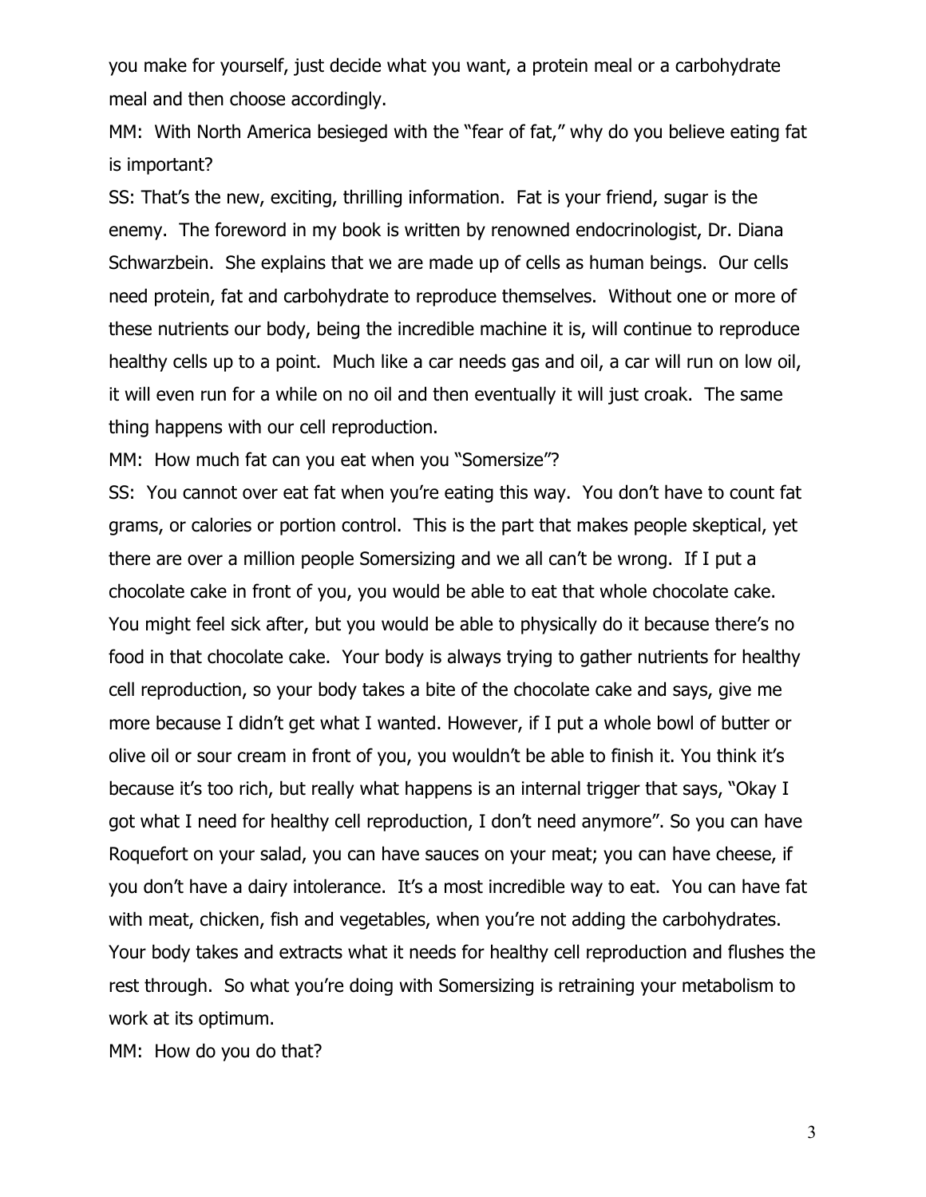you make for yourself, just decide what you want, a protein meal or a carbohydrate meal and then choose accordingly.

MM: With North America besieged with the "fear of fat," why do you believe eating fat is important?

SS: That's the new, exciting, thrilling information. Fat is your friend, sugar is the enemy. The foreword in my book is written by renowned endocrinologist, Dr. Diana Schwarzbein. She explains that we are made up of cells as human beings. Our cells need protein, fat and carbohydrate to reproduce themselves. Without one or more of these nutrients our body, being the incredible machine it is, will continue to reproduce healthy cells up to a point. Much like a car needs gas and oil, a car will run on low oil, it will even run for a while on no oil and then eventually it will just croak. The same thing happens with our cell reproduction.

MM: How much fat can you eat when you "Somersize"?

SS: You cannot over eat fat when you're eating this way. You don't have to count fat grams, or calories or portion control. This is the part that makes people skeptical, yet there are over a million people Somersizing and we all can't be wrong. If I put a chocolate cake in front of you, you would be able to eat that whole chocolate cake. You might feel sick after, but you would be able to physically do it because there's no food in that chocolate cake. Your body is always trying to gather nutrients for healthy cell reproduction, so your body takes a bite of the chocolate cake and says, give me more because I didn't get what I wanted. However, if I put a whole bowl of butter or olive oil or sour cream in front of you, you wouldn't be able to finish it. You think it's because it's too rich, but really what happens is an internal trigger that says, "Okay I got what I need for healthy cell reproduction, I don't need anymore". So you can have Roquefort on your salad, you can have sauces on your meat; you can have cheese, if you don't have a dairy intolerance. It's a most incredible way to eat. You can have fat with meat, chicken, fish and vegetables, when you're not adding the carbohydrates. Your body takes and extracts what it needs for healthy cell reproduction and flushes the rest through. So what you're doing with Somersizing is retraining your metabolism to work at its optimum.

MM: How do you do that?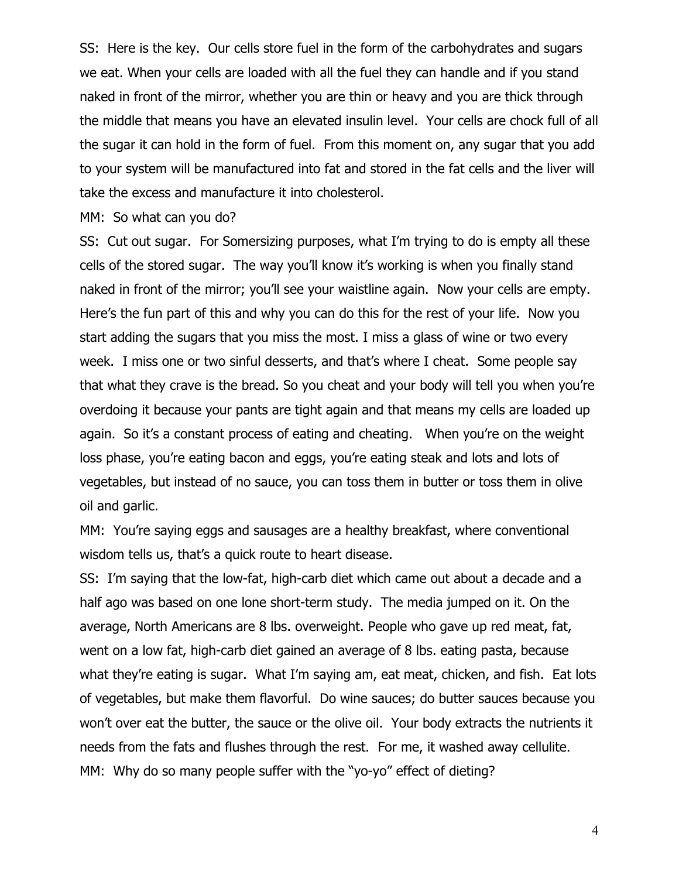SS: Here is the key. Our cells store fuel in the form of the carbohydrates and sugars we eat. When your cells are loaded with all the fuel they can handle and if you stand naked in front of the mirror, whether you are thin or heavy and you are thick through the middle that means you have an elevated insulin level. Your cells are chock full of all the sugar it can hold in the form of fuel. From this moment on, any sugar that you add to your system will be manufactured into fat and stored in the fat cells and the liver will take the excess and manufacture it into cholesterol.

MM: So what can you do?

SS: Cut out sugar. For Somersizing purposes, what I'm trying to do is empty all these cells of the stored sugar. The way you'll know it's working is when you finally stand naked in front of the mirror; you'll see your waistline again. Now your cells are empty. Here's the fun part of this and why you can do this for the rest of your life. Now you start adding the sugars that you miss the most. I miss a glass of wine or two every week. I miss one or two sinful desserts, and that's where I cheat. Some people say that what they crave is the bread. So you cheat and your body will tell you when you're overdoing it because your pants are tight again and that means my cells are loaded up again. So it's a constant process of eating and cheating. When you're on the weight loss phase, you're eating bacon and eggs, you're eating steak and lots and lots of vegetables, but instead of no sauce, you can toss them in butter or toss them in olive oil and garlic.

MM: You're saying eggs and sausages are a healthy breakfast, where conventional wisdom tells us, that's a quick route to heart disease.

SS: I'm saying that the low-fat, high-carb diet which came out about a decade and a half ago was based on one lone short-term study. The media jumped on it. On the average, North Americans are 8 lbs. overweight. People who gave up red meat, fat, went on a low fat, high-carb diet gained an average of 8 lbs. eating pasta, because what they're eating is sugar. What I'm saying am, eat meat, chicken, and fish. Eat lots of vegetables, but make them flavorful. Do wine sauces; do butter sauces because you won't over eat the butter, the sauce or the olive oil. Your body extracts the nutrients it needs from the fats and flushes through the rest. For me, it washed away cellulite.

MM: Why do so many people suffer with the "yo-yo" effect of dieting?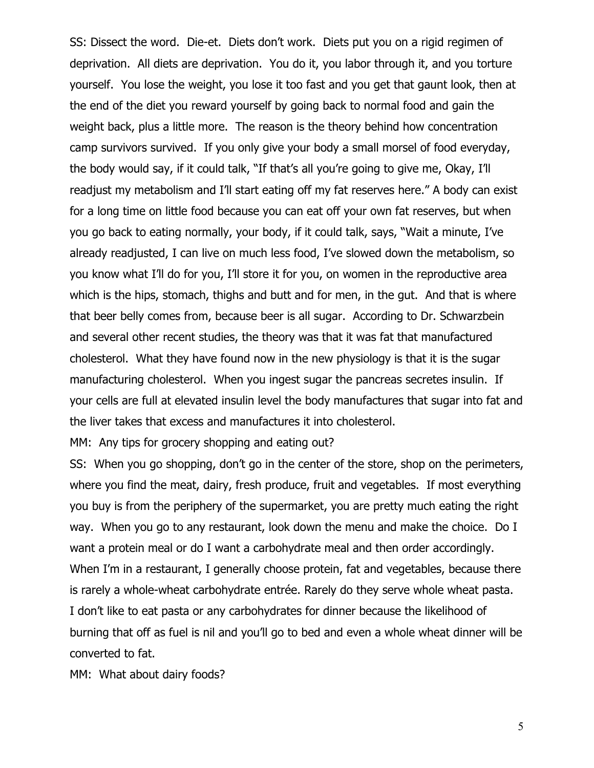SS: Dissect the word. Die-et. Diets don't work. Diets put you on a rigid regimen of deprivation. All diets are deprivation. You do it, you labor through it, and you torture yourself. You lose the weight, you lose it too fast and you get that gaunt look, then at the end of the diet you reward yourself by going back to normal food and gain the weight back, plus a little more. The reason is the theory behind how concentration camp survivors survived. If you only give your body a small morsel of food everyday, the body would say, if it could talk, "If that's all you're going to give me, Okay, I'll readjust my metabolism and I'll start eating off my fat reserves here." A body can exist for a long time on little food because you can eat off your own fat reserves, but when you go back to eating normally, your body, if it could talk, says, "Wait a minute, I've already readjusted, I can live on much less food, I've slowed down the metabolism, so you know what I'll do for you, I'll store it for you, on women in the reproductive area which is the hips, stomach, thighs and butt and for men, in the gut. And that is where that beer belly comes from, because beer is all sugar. According to Dr. Schwarzbein and several other recent studies, the theory was that it was fat that manufactured cholesterol. What they have found now in the new physiology is that it is the sugar manufacturing cholesterol. When you ingest sugar the pancreas secretes insulin. If your cells are full at elevated insulin level the body manufactures that sugar into fat and the liver takes that excess and manufactures it into cholesterol.

MM: Any tips for grocery shopping and eating out?

SS: When you go shopping, don't go in the center of the store, shop on the perimeters, where you find the meat, dairy, fresh produce, fruit and vegetables. If most everything you buy is from the periphery of the supermarket, you are pretty much eating the right way. When you go to any restaurant, look down the menu and make the choice. Do I want a protein meal or do I want a carbohydrate meal and then order accordingly. When I'm in a restaurant, I generally choose protein, fat and vegetables, because there is rarely a whole-wheat carbohydrate entrée. Rarely do they serve whole wheat pasta. I don't like to eat pasta or any carbohydrates for dinner because the likelihood of burning that off as fuel is nil and you'll go to bed and even a whole wheat dinner will be converted to fat.

MM: What about dairy foods?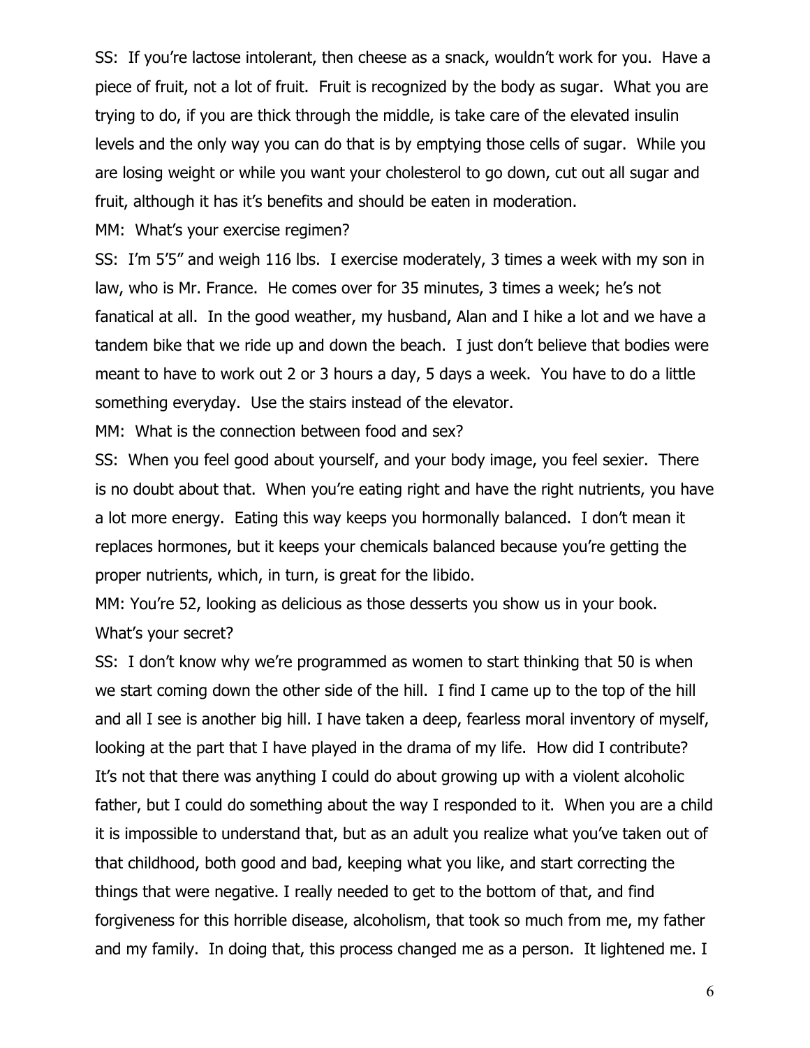SS: If you're lactose intolerant, then cheese as a snack, wouldn't work for you. Have a piece of fruit, not a lot of fruit. Fruit is recognized by the body as sugar. What you are trying to do, if you are thick through the middle, is take care of the elevated insulin levels and the only way you can do that is by emptying those cells of sugar. While you are losing weight or while you want your cholesterol to go down, cut out all sugar and fruit, although it has it's benefits and should be eaten in moderation.

MM: What's your exercise regimen?

SS: I'm 5'5" and weigh 116 lbs. I exercise moderately, 3 times a week with my son in law, who is Mr. France. He comes over for 35 minutes, 3 times a week; he's not fanatical at all. In the good weather, my husband, Alan and I hike a lot and we have a tandem bike that we ride up and down the beach. I just don't believe that bodies were meant to have to work out 2 or 3 hours a day, 5 days a week. You have to do a little something everyday. Use the stairs instead of the elevator.

MM: What is the connection between food and sex?

SS: When you feel good about yourself, and your body image, you feel sexier. There is no doubt about that. When you're eating right and have the right nutrients, you have a lot more energy. Eating this way keeps you hormonally balanced. I don't mean it replaces hormones, but it keeps your chemicals balanced because you're getting the proper nutrients, which, in turn, is great for the libido.

MM: You're 52, looking as delicious as those desserts you show us in your book. What's your secret?

SS: I don't know why we're programmed as women to start thinking that 50 is when we start coming down the other side of the hill. I find I came up to the top of the hill and all I see is another big hill. I have taken a deep, fearless moral inventory of myself, looking at the part that I have played in the drama of my life. How did I contribute? It's not that there was anything I could do about growing up with a violent alcoholic father, but I could do something about the way I responded to it. When you are a child it is impossible to understand that, but as an adult you realize what you've taken out of that childhood, both good and bad, keeping what you like, and start correcting the things that were negative. I really needed to get to the bottom of that, and find forgiveness for this horrible disease, alcoholism, that took so much from me, my father and my family. In doing that, this process changed me as a person. It lightened me. I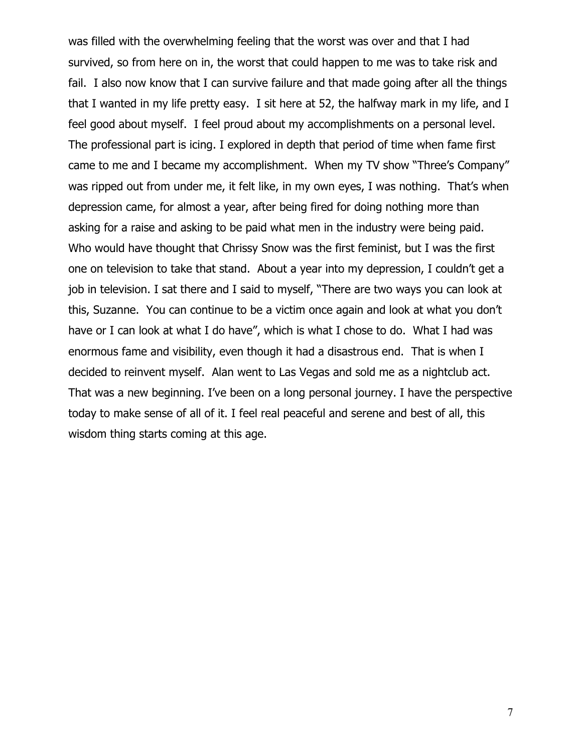was filled with the overwhelming feeling that the worst was over and that I had survived, so from here on in, the worst that could happen to me was to take risk and fail. I also now know that I can survive failure and that made going after all the things that I wanted in my life pretty easy. I sit here at 52, the halfway mark in my life, and I feel good about myself. I feel proud about my accomplishments on a personal level. The professional part is icing. I explored in depth that period of time when fame first came to me and I became my accomplishment. When my TV show "Three's Company" was ripped out from under me, it felt like, in my own eyes, I was nothing. That's when depression came, for almost a year, after being fired for doing nothing more than asking for a raise and asking to be paid what men in the industry were being paid. Who would have thought that Chrissy Snow was the first feminist, but I was the first one on television to take that stand. About a year into my depression, I couldn't get a job in television. I sat there and I said to myself, "There are two ways you can look at this, Suzanne. You can continue to be a victim once again and look at what you don't have or I can look at what I do have", which is what I chose to do. What I had was enormous fame and visibility, even though it had a disastrous end. That is when I decided to reinvent myself. Alan went to Las Vegas and sold me as a nightclub act. That was a new beginning. I've been on a long personal journey. I have the perspective today to make sense of all of it. I feel real peaceful and serene and best of all, this wisdom thing starts coming at this age.